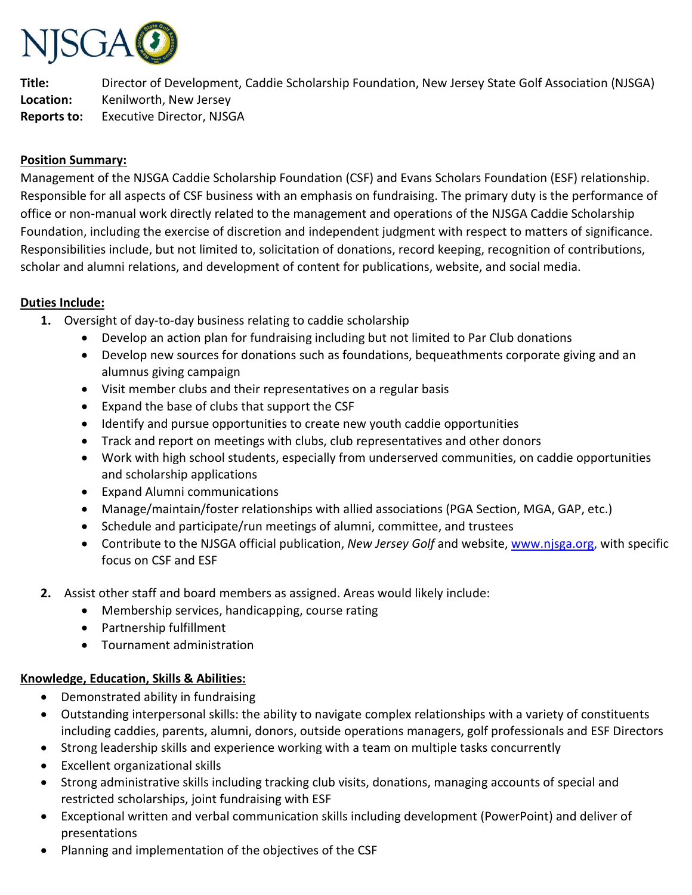NJSGA

**Title:** Director of Development, Caddie Scholarship Foundation, New Jersey State Golf Association (NJSGA)
**Location:** Kenilworth, New Jersey
**Reports to:** Executive Director, NJSGA

**Position Summary:**

Management of the NJSGA Caddie Scholarship Foundation (CSF) and Evans Scholars Foundation (ESF) relationship. Responsible for all aspects of CSF business with an emphasis on fundraising. The primary duty is the performance of office or non-manual work directly related to the management and operations of the NJSGA Caddie Scholarship Foundation, including the exercise of discretion and independent judgment with respect to matters of significance. Responsibilities include, but not limited to, solicitation of donations, record keeping, recognition of contributions, scholar and alumni relations, and development of content for publications, website, and social media.

**Duties Include:**

1. Oversight of day-to-day business relating to caddie scholarship
   - Develop an action plan for fundraising including but not limited to Par Club donations
   - Develop new sources for donations such as foundations, bequeathments corporate giving and an alumnus giving campaign
   - Visit member clubs and their representatives on a regular basis
   - Expand the base of clubs that support the CSF
   - Identify and pursue opportunities to create new youth caddie opportunities
   - Track and report on meetings with clubs, club representatives and other donors
   - Work with high school students, especially from underserved communities, on caddie opportunities and scholarship applications
   - Expand Alumni communications
   - Manage/maintain/foster relationships with allied associations (PGA Section, MGA, GAP, etc.)
   - Schedule and participate/run meetings of alumni, committee, and trustees
   - Contribute to the NJSGA official publication, *New Jersey Golf* and website, www.njsga.org, with specific focus on CSF and ESF

2. Assist other staff and board members as assigned. Areas would likely include:
   - Membership services, handicapping, course rating
   - Partnership fulfillment
   - Tournament administration

**Knowledge, Education, Skills & Abilities:**

- Demonstrated ability in fundraising
- Outstanding interpersonal skills: the ability to navigate complex relationships with a variety of constituents including caddies, parents, alumni, donors, outside operations managers, golf professionals and ESF Directors
- Strong leadership skills and experience working with a team on multiple tasks concurrently
- Excellent organizational skills
- Strong administrative skills including tracking club visits, donations, managing accounts of special and restricted scholarships, joint fundraising with ESF
- Exceptional written and verbal communication skills including development (PowerPoint) and deliver of presentations
- Planning and implementation of the objectives of the CSF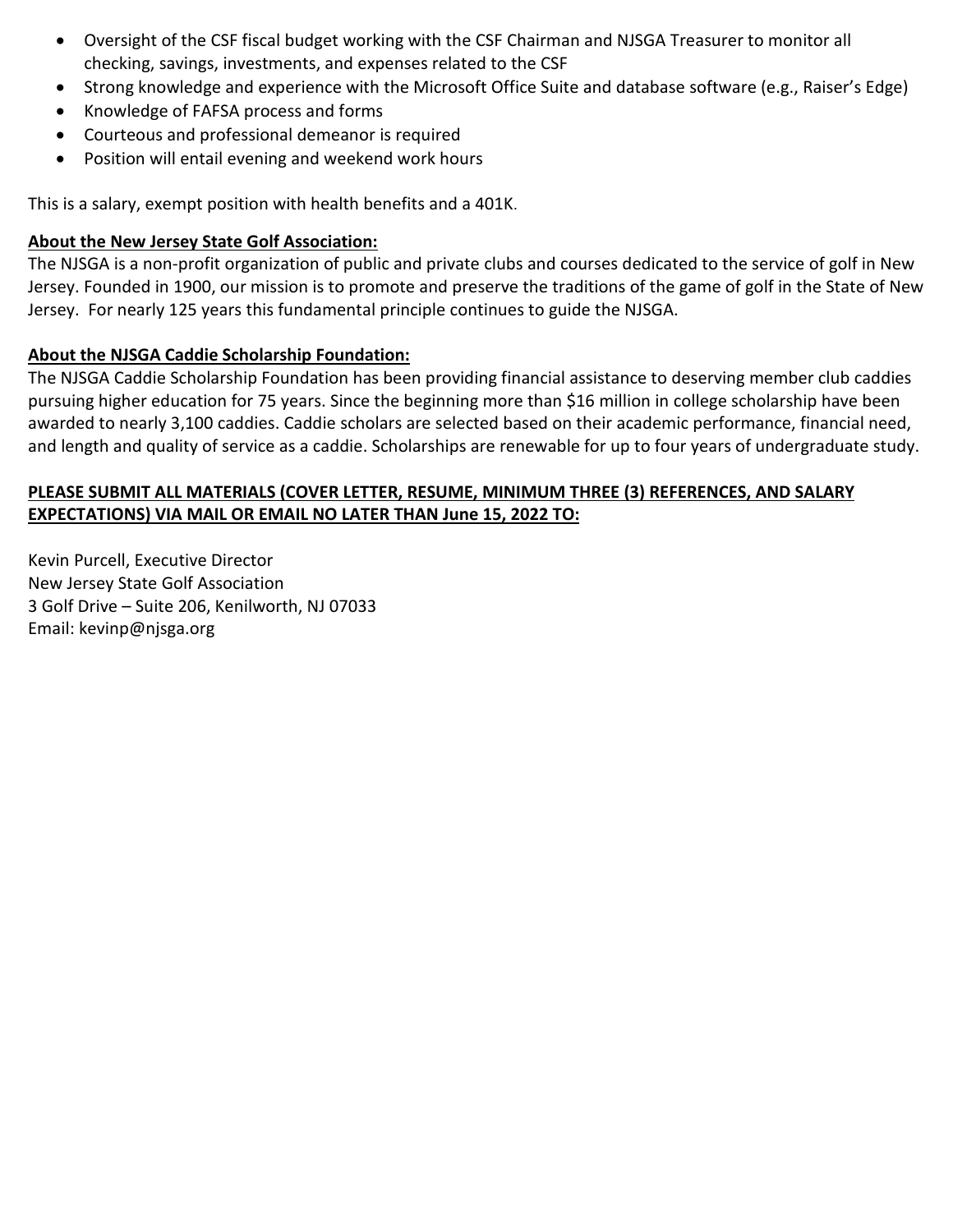- Oversight of the CSF fiscal budget working with the CSF Chairman and NJSGA Treasurer to monitor all checking, savings, investments, and expenses related to the CSF
- Strong knowledge and experience with the Microsoft Office Suite and database software (e.g., Raiser's Edge)
- Knowledge of FAFSA process and forms
- Courteous and professional demeanor is required
- Position will entail evening and weekend work hours

This is a salary, exempt position with health benefits and a 401K.

**About the New Jersey State Golf Association:**

The NJSGA is a non-profit organization of public and private clubs and courses dedicated to the service of golf in New Jersey. Founded in 1900, our mission is to promote and preserve the traditions of the game of golf in the State of New Jersey. For nearly 125 years this fundamental principle continues to guide the NJSGA.

**About the NJSGA Caddie Scholarship Foundation:**

The NJSGA Caddie Scholarship Foundation has been providing financial assistance to deserving member club caddies pursuing higher education for 75 years. Since the beginning more than $16 million in college scholarship have been awarded to nearly 3,100 caddies. Caddie scholars are selected based on their academic performance, financial need, and length and quality of service as a caddie. Scholarships are renewable for up to four years of undergraduate study.

**PLEASE SUBMIT ALL MATERIALS (COVER LETTER, RESUME, MINIMUM THREE (3) REFERENCES, AND SALARY EXPECTATIONS) VIA MAIL OR EMAIL NO LATER THAN June 15, 2022 TO:**

Kevin Purcell, Executive Director
New Jersey State Golf Association
3 Golf Drive – Suite 206, Kenilworth, NJ 07033
Email: kevinp@njsga.org